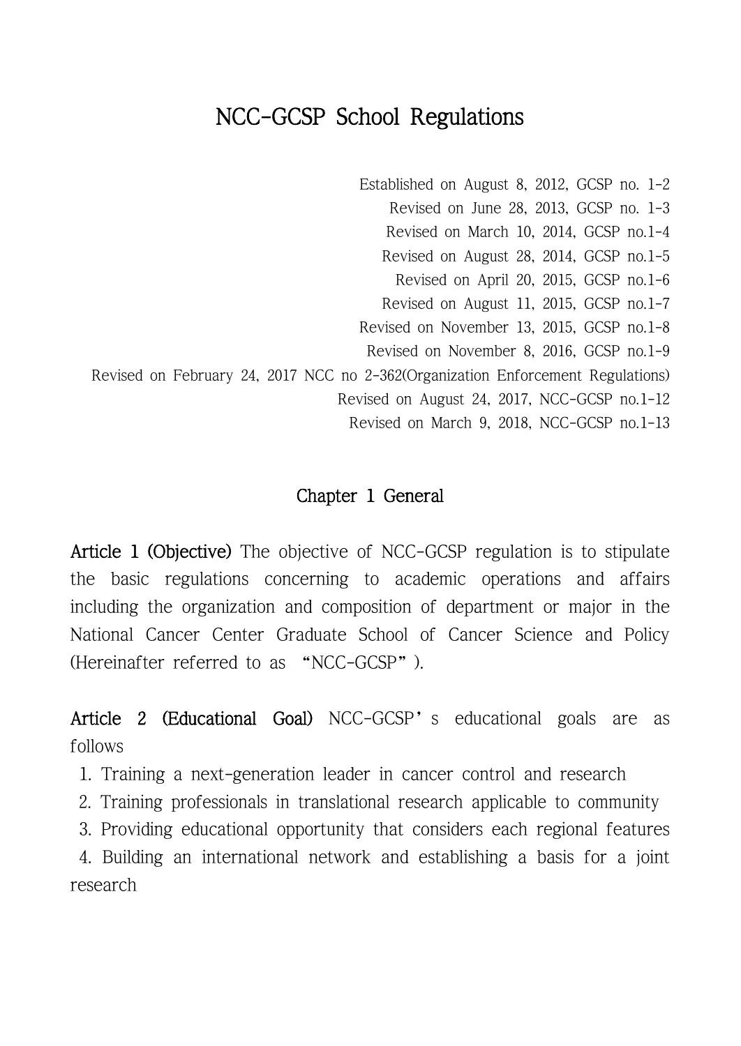# NCC-GCSP School Regulations

Established on August 8, 2012, GCSP no. 1-2
Revised on June 28, 2013, GCSP no. 1-3
Revised on March 10, 2014, GCSP no.1-4
Revised on August 28, 2014, GCSP no.1-5
Revised on April 20, 2015, GCSP no.1-6
Revised on August 11, 2015, GCSP no.1-7
Revised on November 13, 2015, GCSP no.1-8
Revised on November 8, 2016, GCSP no.1-9
Revised on February 24, 2017 NCC no 2-362(Organization Enforcement Regulations)
Revised on August 24, 2017, NCC-GCSP no.1-12
Revised on March 9, 2018, NCC-GCSP no.1-13

## Chapter 1 General

**Article 1 (Objective)** The objective of NCC-GCSP regulation is to stipulate the basic regulations concerning to academic operations and affairs including the organization and composition of department or major in the National Cancer Center Graduate School of Cancer Science and Policy (Hereinafter referred to as "NCC-GCSP").

**Article 2 (Educational Goal)** NCC-GCSP's educational goals are as follows

1. Training a next-generation leader in cancer control and research
2. Training professionals in translational research applicable to community
3. Providing educational opportunity that considers each regional features
4. Building an international network and establishing a basis for a joint research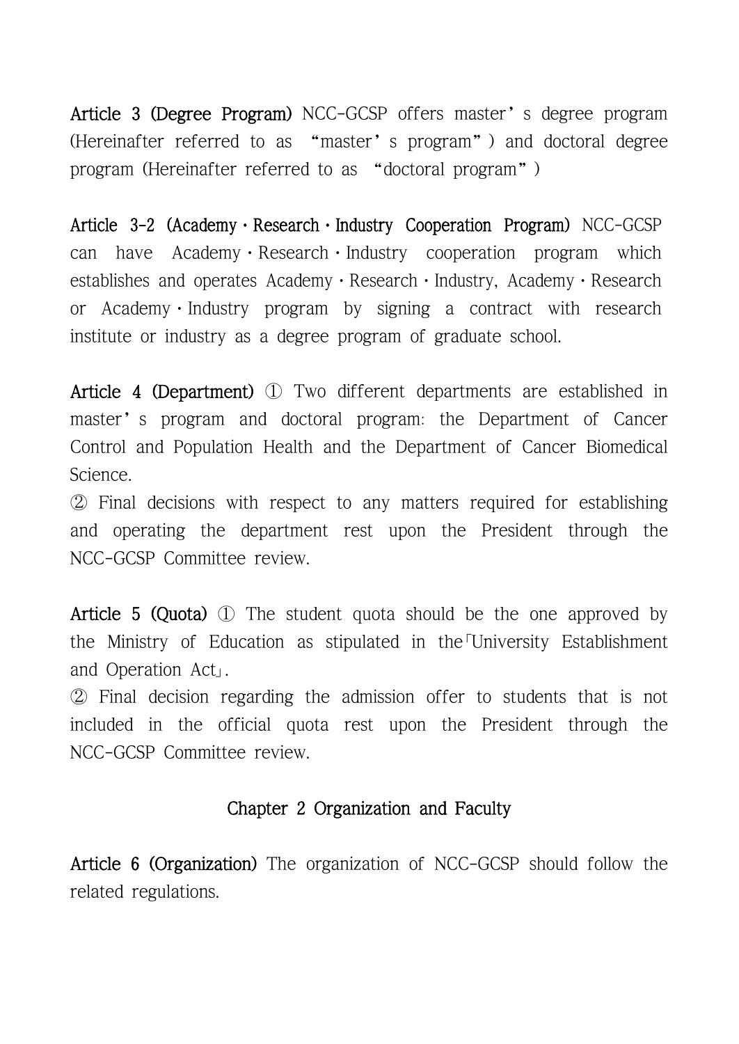**Article 3 (Degree Program)** NCC-GCSP offers master's degree program (Hereinafter referred to as "master's program") and doctoral degree program (Hereinafter referred to as "doctoral program")

**Article 3-2 (Academy·Research·Industry Cooperation Program)** NCC-GCSP can have Academy·Research·Industry cooperation program which establishes and operates Academy·Research·Industry, Academy·Research or Academy·Industry program by signing a contract with research institute or industry as a degree program of graduate school.

**Article 4 (Department)** ① Two different departments are established in master's program and doctoral program: the Department of Cancer Control and Population Health and the Department of Cancer Biomedical Science.

② Final decisions with respect to any matters required for establishing and operating the department rest upon the President through the NCC-GCSP Committee review.

**Article 5 (Quota)** ① The student quota should be the one approved by the Ministry of Education as stipulated in the「University Establishment and Operation Act」.

② Final decision regarding the admission offer to students that is not included in the official quota rest upon the President through the NCC-GCSP Committee review.

## Chapter 2 Organization and Faculty

**Article 6 (Organization)** The organization of NCC-GCSP should follow the related regulations.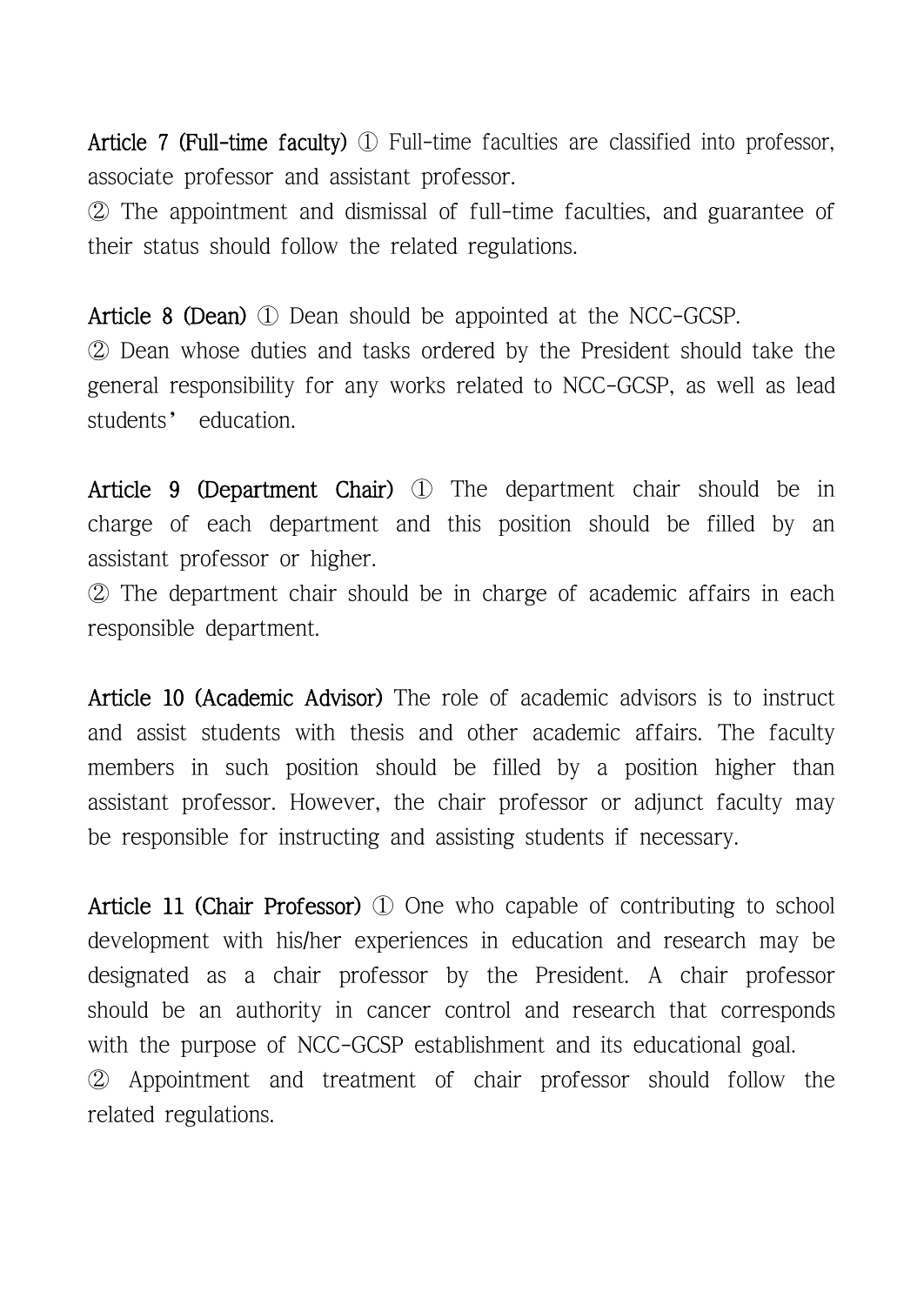**Article 7 (Full-time faculty)** ① Full-time faculties are classified into professor, associate professor and assistant professor.

② The appointment and dismissal of full-time faculties, and guarantee of their status should follow the related regulations.

**Article 8 (Dean)** ① Dean should be appointed at the NCC-GCSP.

② Dean whose duties and tasks ordered by the President should take the general responsibility for any works related to NCC-GCSP, as well as lead students' education.

**Article 9 (Department Chair)** ① The department chair should be in charge of each department and this position should be filled by an assistant professor or higher.

② The department chair should be in charge of academic affairs in each responsible department.

**Article 10 (Academic Advisor)** The role of academic advisors is to instruct and assist students with thesis and other academic affairs. The faculty members in such position should be filled by a position higher than assistant professor. However, the chair professor or adjunct faculty may be responsible for instructing and assisting students if necessary.

**Article 11 (Chair Professor)** ① One who capable of contributing to school development with his/her experiences in education and research may be designated as a chair professor by the President. A chair professor should be an authority in cancer control and research that corresponds with the purpose of NCC-GCSP establishment and its educational goal.

② Appointment and treatment of chair professor should follow the related regulations.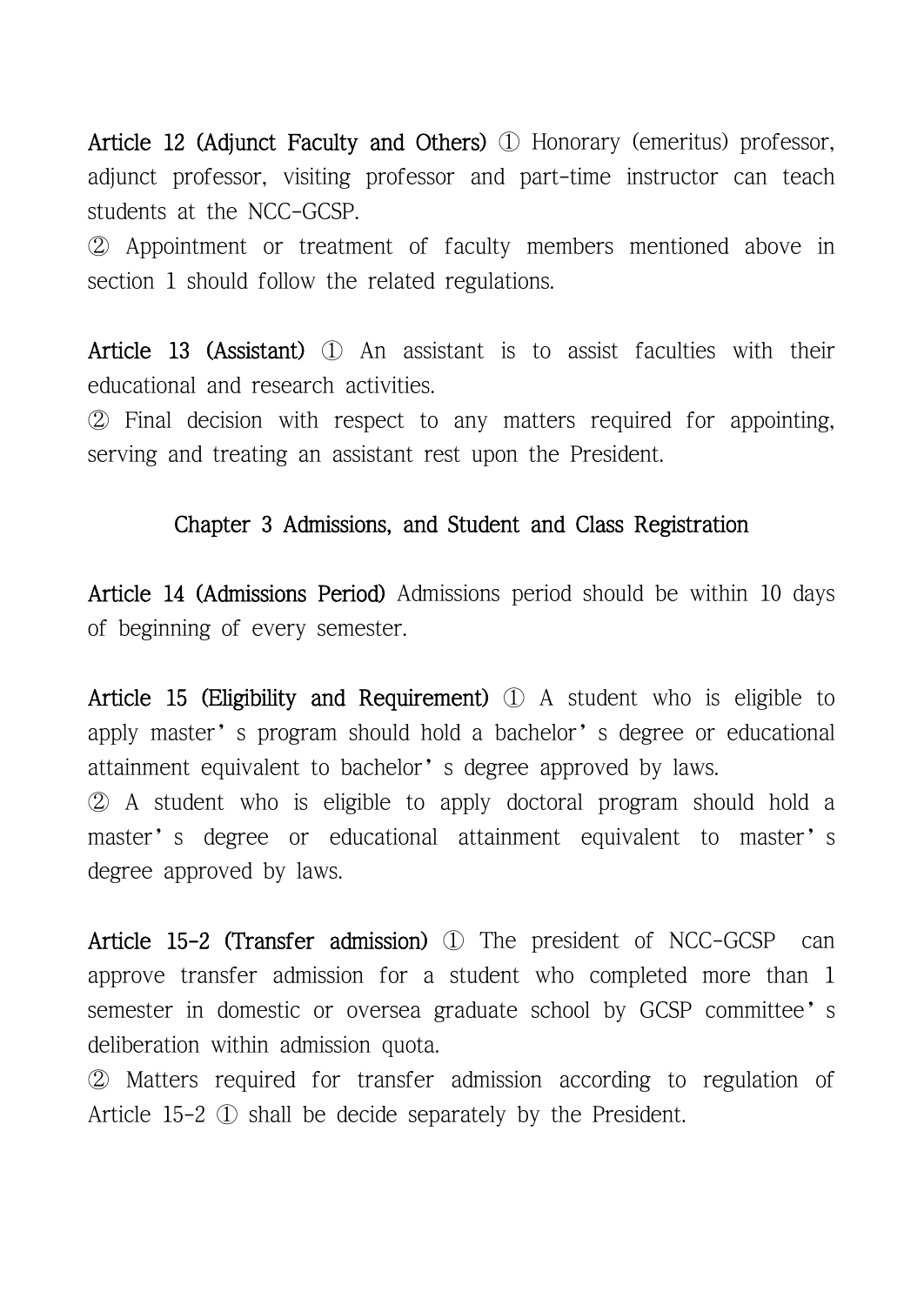**Article 12 (Adjunct Faculty and Others)** ① Honorary (emeritus) professor, adjunct professor, visiting professor and part-time instructor can teach students at the NCC-GCSP.

② Appointment or treatment of faculty members mentioned above in section 1 should follow the related regulations.

**Article 13 (Assistant)** ① An assistant is to assist faculties with their educational and research activities.

② Final decision with respect to any matters required for appointing, serving and treating an assistant rest upon the President.

## Chapter 3 Admissions, and Student and Class Registration

**Article 14 (Admissions Period)** Admissions period should be within 10 days of beginning of every semester.

**Article 15 (Eligibility and Requirement)** ① A student who is eligible to apply master's program should hold a bachelor's degree or educational attainment equivalent to bachelor's degree approved by laws.

② A student who is eligible to apply doctoral program should hold a master's degree or educational attainment equivalent to master's degree approved by laws.

**Article 15-2 (Transfer admission)** ① The president of NCC-GCSP can approve transfer admission for a student who completed more than 1 semester in domestic or oversea graduate school by GCSP committee's deliberation within admission quota.

② Matters required for transfer admission according to regulation of Article 15-2 ① shall be decide separately by the President.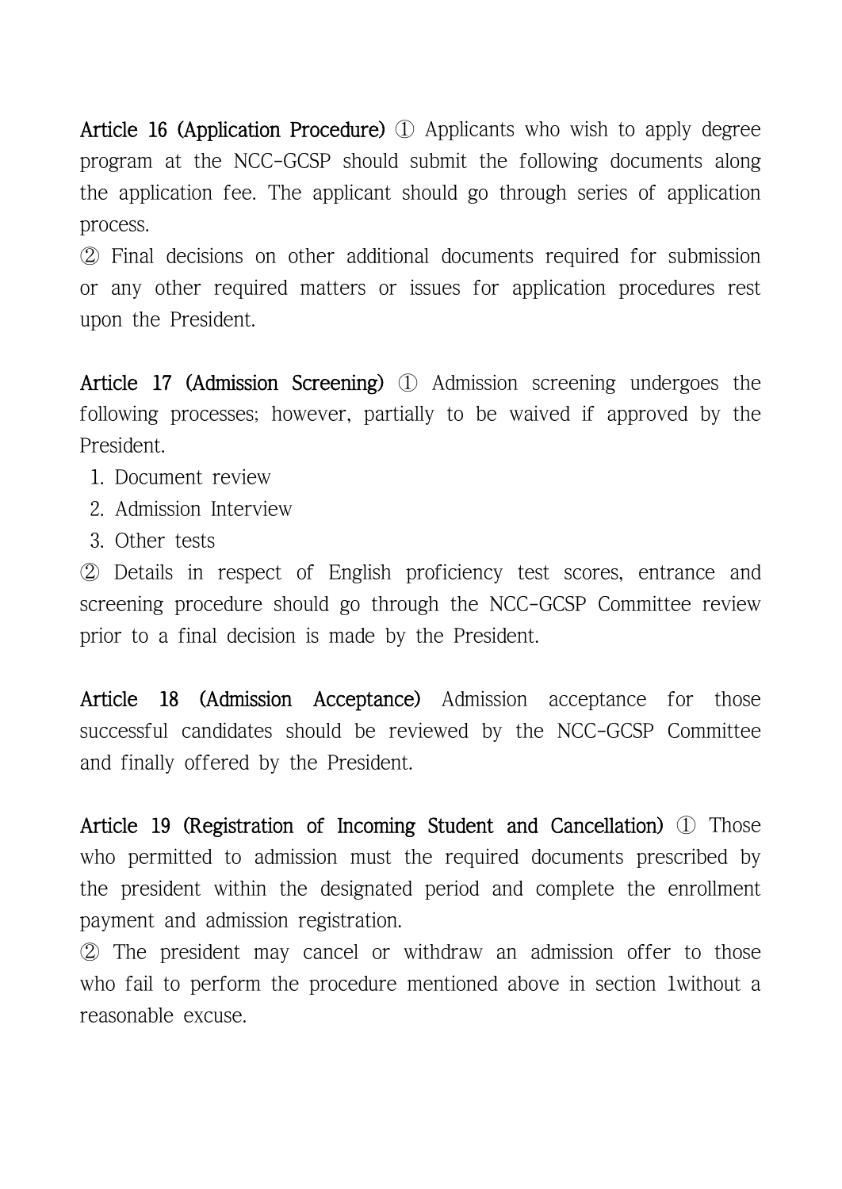**Article 16 (Application Procedure)** ① Applicants who wish to apply degree program at the NCC-GCSP should submit the following documents along the application fee. The applicant should go through series of application process.

② Final decisions on other additional documents required for submission or any other required matters or issues for application procedures rest upon the President.

**Article 17 (Admission Screening)** ① Admission screening undergoes the following processes; however, partially to be waived if approved by the President.

1. Document review
2. Admission Interview
3. Other tests

② Details in respect of English proficiency test scores, entrance and screening procedure should go through the NCC-GCSP Committee review prior to a final decision is made by the President.

**Article 18 (Admission Acceptance)** Admission acceptance for those successful candidates should be reviewed by the NCC-GCSP Committee and finally offered by the President.

**Article 19 (Registration of Incoming Student and Cancellation)** ① Those who permitted to admission must the required documents prescribed by the president within the designated period and complete the enrollment payment and admission registration.

② The president may cancel or withdraw an admission offer to those who fail to perform the procedure mentioned above in section 1without a reasonable excuse.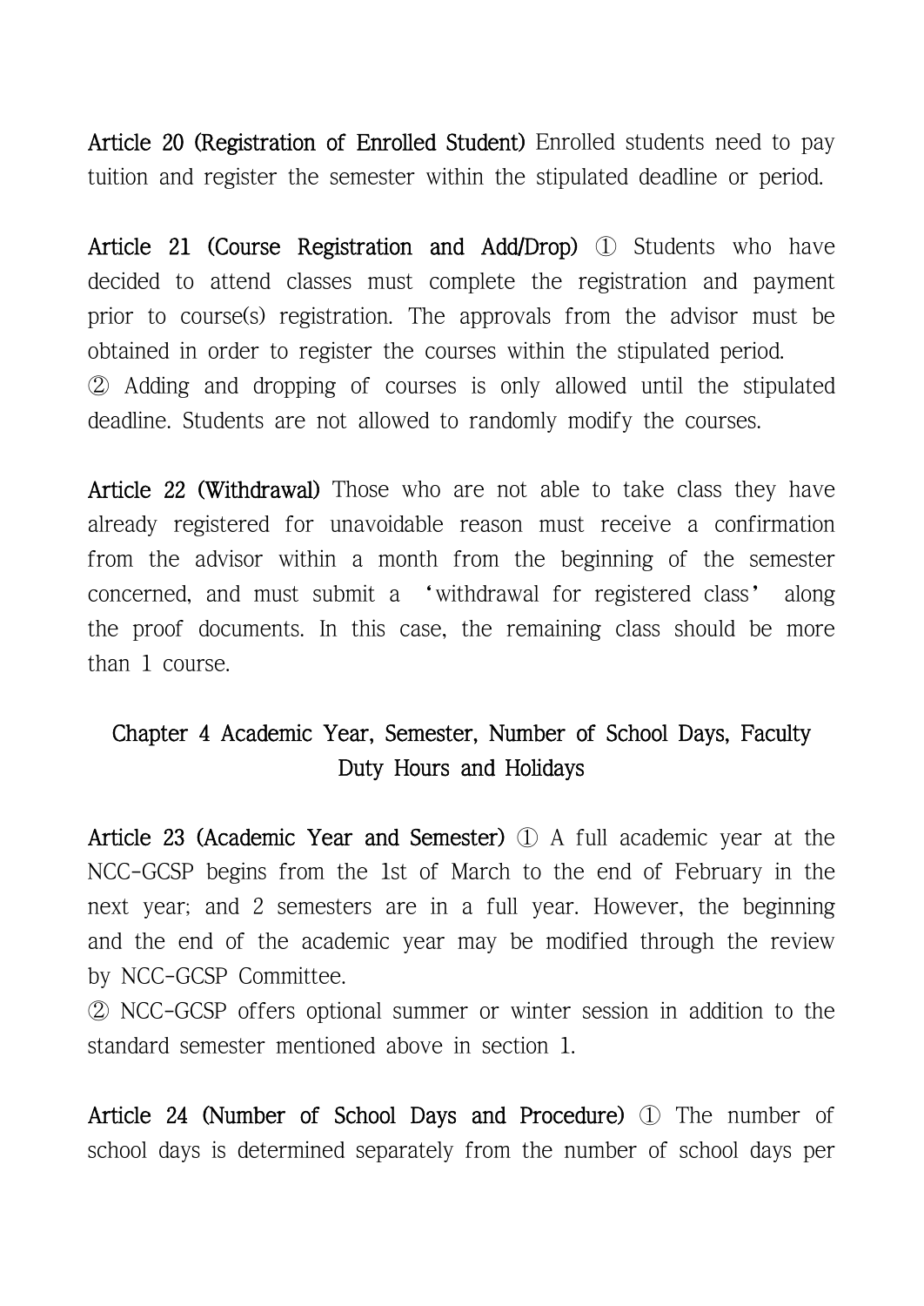**Article 20 (Registration of Enrolled Student)** Enrolled students need to pay tuition and register the semester within the stipulated deadline or period.

**Article 21 (Course Registration and Add/Drop)** ① Students who have decided to attend classes must complete the registration and payment prior to course(s) registration. The approvals from the advisor must be obtained in order to register the courses within the stipulated period.
② Adding and dropping of courses is only allowed until the stipulated deadline. Students are not allowed to randomly modify the courses.

**Article 22 (Withdrawal)** Those who are not able to take class they have already registered for unavoidable reason must receive a confirmation from the advisor within a month from the beginning of the semester concerned, and must submit a 'withdrawal for registered class' along the proof documents. In this case, the remaining class should be more than 1 course.

## Chapter 4 Academic Year, Semester, Number of School Days, Faculty Duty Hours and Holidays

**Article 23 (Academic Year and Semester)** ① A full academic year at the NCC-GCSP begins from the 1st of March to the end of February in the next year; and 2 semesters are in a full year. However, the beginning and the end of the academic year may be modified through the review by NCC-GCSP Committee.
② NCC-GCSP offers optional summer or winter session in addition to the standard semester mentioned above in section 1.

**Article 24 (Number of School Days and Procedure)** ① The number of school days is determined separately from the number of school days per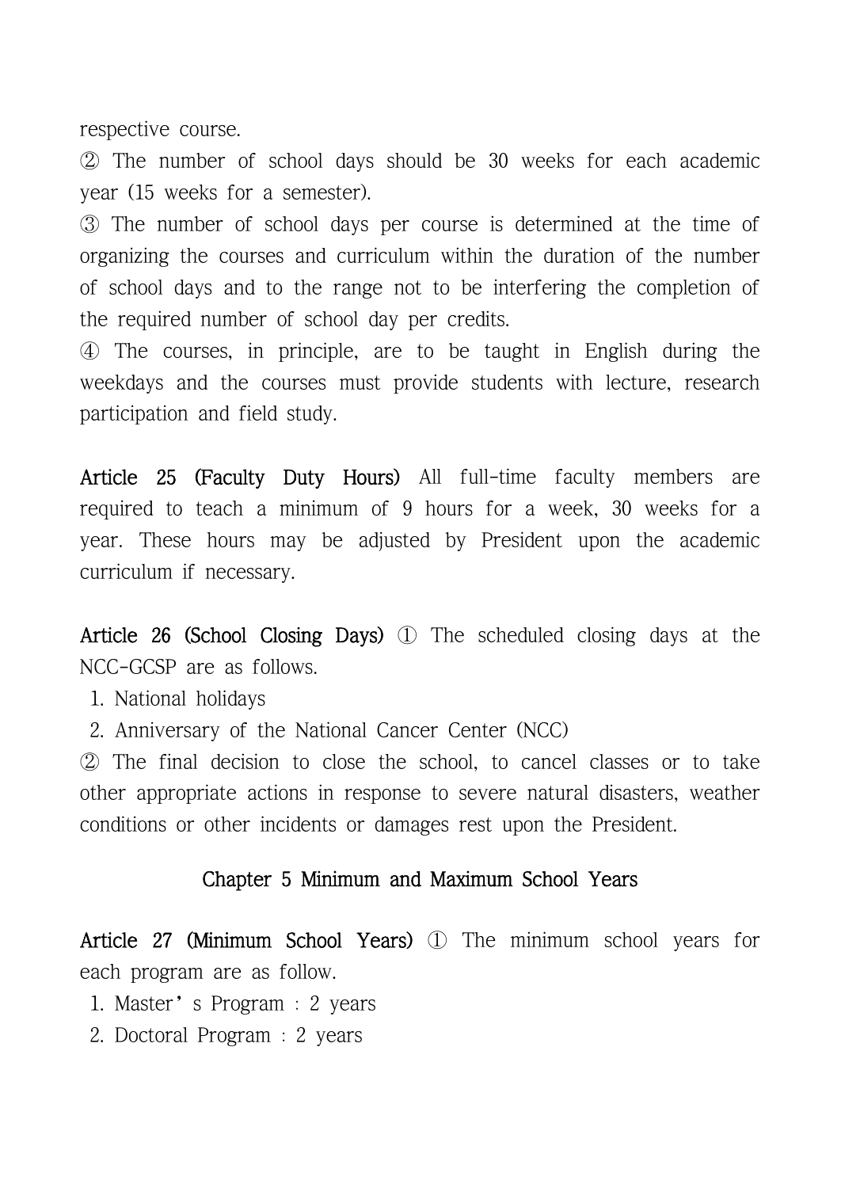respective course.

② The number of school days should be 30 weeks for each academic year (15 weeks for a semester).

③ The number of school days per course is determined at the time of organizing the courses and curriculum within the duration of the number of school days and to the range not to be interfering the completion of the required number of school day per credits.

④ The courses, in principle, are to be taught in English during the weekdays and the courses must provide students with lecture, research participation and field study.

**Article 25 (Faculty Duty Hours)** All full-time faculty members are required to teach a minimum of 9 hours for a week, 30 weeks for a year. These hours may be adjusted by President upon the academic curriculum if necessary.

**Article 26 (School Closing Days)** ① The scheduled closing days at the NCC-GCSP are as follows.

1. National holidays
2. Anniversary of the National Cancer Center (NCC)

② The final decision to close the school, to cancel classes or to take other appropriate actions in response to severe natural disasters, weather conditions or other incidents or damages rest upon the President.

## Chapter 5 Minimum and Maximum School Years

**Article 27 (Minimum School Years)** ① The minimum school years for each program are as follow.

1. Master's Program : 2 years
2. Doctoral Program : 2 years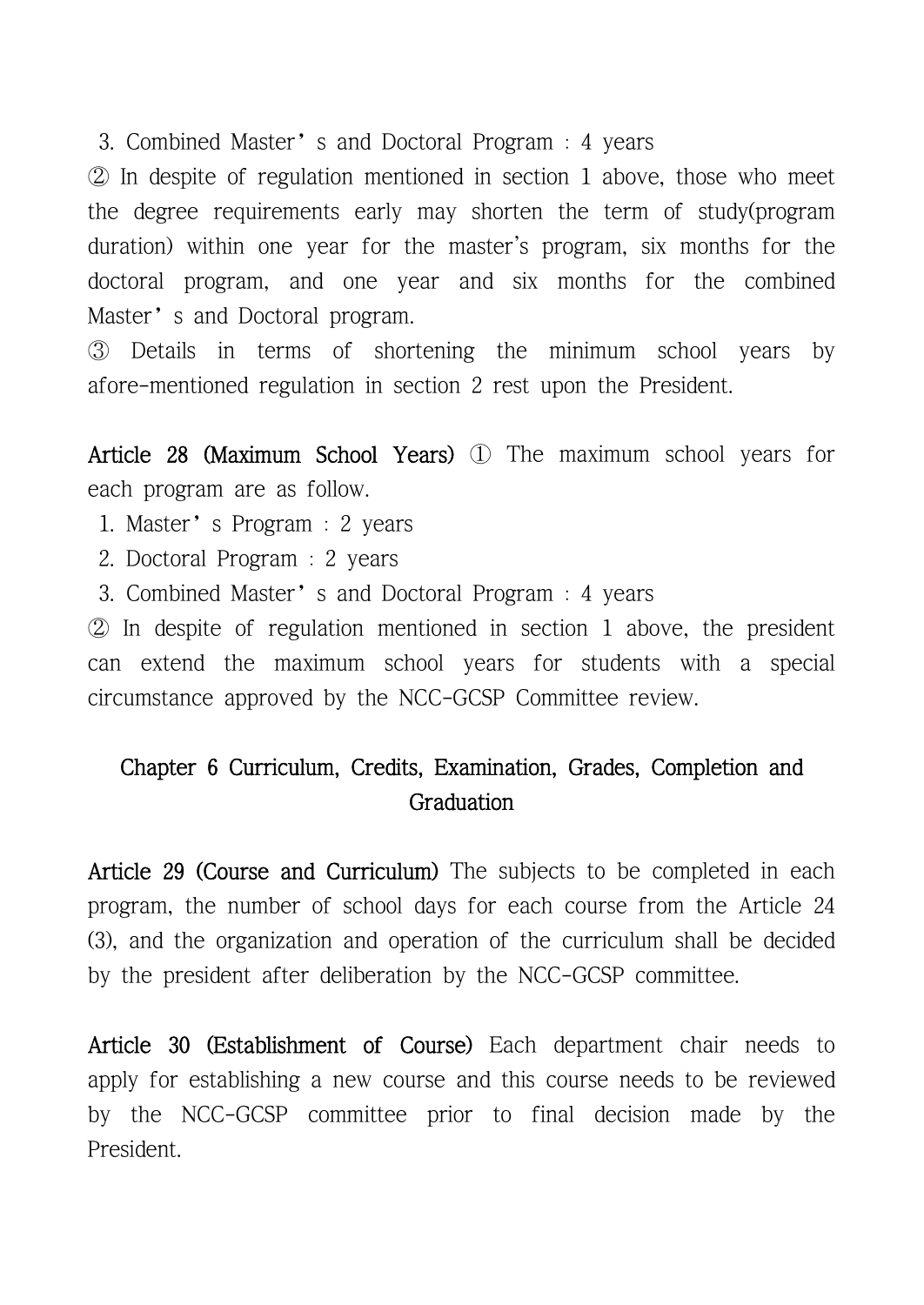3. Combined Master's and Doctoral Program : 4 years

② In despite of regulation mentioned in section 1 above, those who meet the degree requirements early may shorten the term of study(program duration) within one year for the master's program, six months for the doctoral program, and one year and six months for the combined Master's and Doctoral program.

③ Details in terms of shortening the minimum school years by afore-mentioned regulation in section 2 rest upon the President.

**Article 28 (Maximum School Years)** ① The maximum school years for each program are as follow.

1. Master's Program : 2 years
2. Doctoral Program : 2 years
3. Combined Master's and Doctoral Program : 4 years

② In despite of regulation mentioned in section 1 above, the president can extend the maximum school years for students with a special circumstance approved by the NCC-GCSP Committee review.

## Chapter 6 Curriculum, Credits, Examination, Grades, Completion and Graduation

**Article 29 (Course and Curriculum)** The subjects to be completed in each program, the number of school days for each course from the Article 24 (3), and the organization and operation of the curriculum shall be decided by the president after deliberation by the NCC-GCSP committee.

**Article 30 (Establishment of Course)** Each department chair needs to apply for establishing a new course and this course needs to be reviewed by the NCC-GCSP committee prior to final decision made by the President.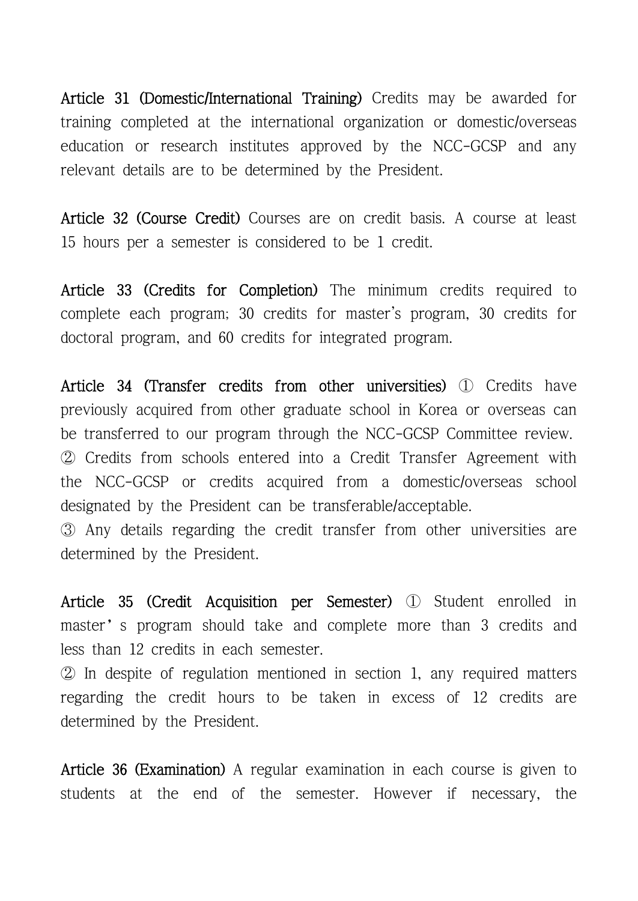**Article 31 (Domestic/International Training)** Credits may be awarded for training completed at the international organization or domestic/overseas education or research institutes approved by the NCC-GCSP and any relevant details are to be determined by the President.

**Article 32 (Course Credit)** Courses are on credit basis. A course at least 15 hours per a semester is considered to be 1 credit.

**Article 33 (Credits for Completion)** The minimum credits required to complete each program; 30 credits for master's program, 30 credits for doctoral program, and 60 credits for integrated program.

**Article 34 (Transfer credits from other universities)** ① Credits have previously acquired from other graduate school in Korea or overseas can be transferred to our program through the NCC-GCSP Committee review.
② Credits from schools entered into a Credit Transfer Agreement with the NCC-GCSP or credits acquired from a domestic/overseas school designated by the President can be transferable/acceptable.
③ Any details regarding the credit transfer from other universities are determined by the President.

**Article 35 (Credit Acquisition per Semester)** ① Student enrolled in master's program should take and complete more than 3 credits and less than 12 credits in each semester.
② In despite of regulation mentioned in section 1, any required matters regarding the credit hours to be taken in excess of 12 credits are determined by the President.

**Article 36 (Examination)** A regular examination in each course is given to students at the end of the semester. However if necessary, the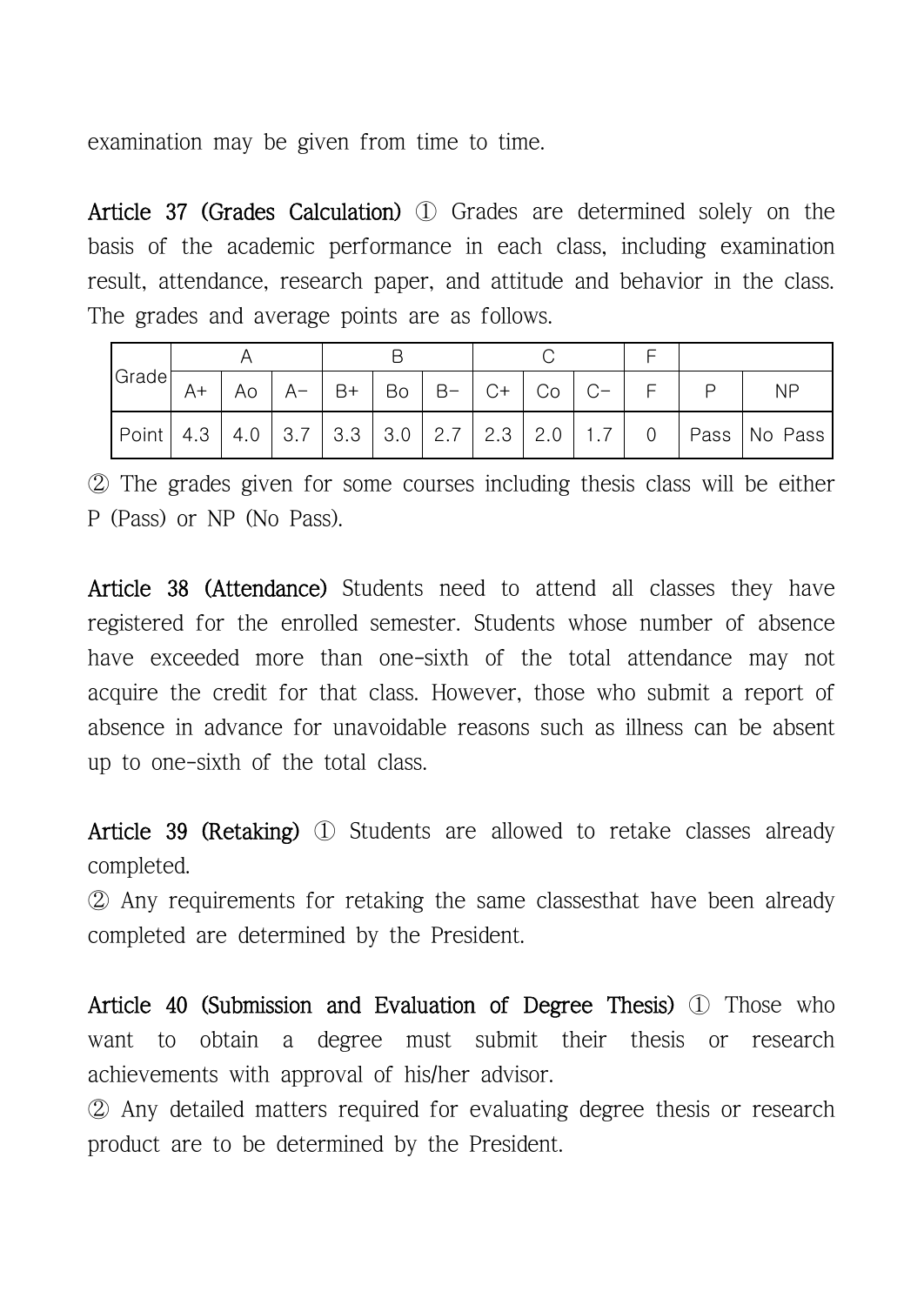examination may be given from time to time.

**Article 37 (Grades Calculation)** ① Grades are determined solely on the basis of the academic performance in each class, including examination result, attendance, research paper, and attitude and behavior in the class. The grades and average points are as follows.

| Grade | A | | | B | | | C | | | F | | |
|---|---|---|---|---|---|---|---|---|---|---|---|---|
| | A+ | Ao | A− | B+ | Bo | B− | C+ | Co | C− | F | P | NP |
| Point | 4.3 | 4.0 | 3.7 | 3.3 | 3.0 | 2.7 | 2.3 | 2.0 | 1.7 | 0 | Pass | No Pass |

② The grades given for some courses including thesis class will be either P (Pass) or NP (No Pass).

**Article 38 (Attendance)** Students need to attend all classes they have registered for the enrolled semester. Students whose number of absence have exceeded more than one-sixth of the total attendance may not acquire the credit for that class. However, those who submit a report of absence in advance for unavoidable reasons such as illness can be absent up to one-sixth of the total class.

**Article 39 (Retaking)** ① Students are allowed to retake classes already completed.

② Any requirements for retaking the same classesthat have been already completed are determined by the President.

**Article 40 (Submission and Evaluation of Degree Thesis)** ① Those who want to obtain a degree must submit their thesis or research achievements with approval of his/her advisor.

② Any detailed matters required for evaluating degree thesis or research product are to be determined by the President.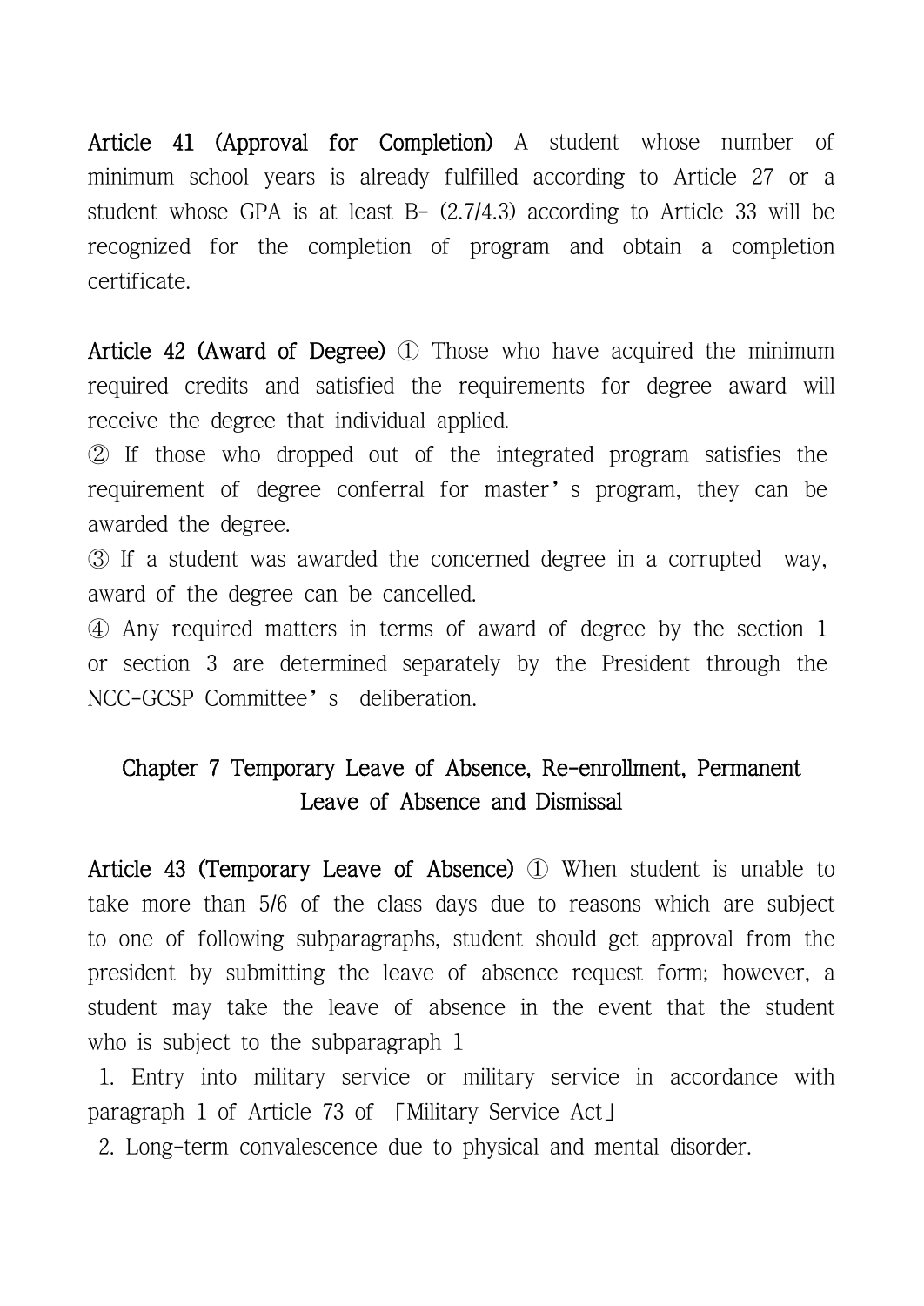**Article 41 (Approval for Completion)** A student whose number of minimum school years is already fulfilled according to Article 27 or a student whose GPA is at least B- (2.7/4.3) according to Article 33 will be recognized for the completion of program and obtain a completion certificate.

**Article 42 (Award of Degree)** ① Those who have acquired the minimum required credits and satisfied the requirements for degree award will receive the degree that individual applied.

② If those who dropped out of the integrated program satisfies the requirement of degree conferral for master's program, they can be awarded the degree.

③ If a student was awarded the concerned degree in a corrupted way, award of the degree can be cancelled.

④ Any required matters in terms of award of degree by the section 1 or section 3 are determined separately by the President through the NCC-GCSP Committee's deliberation.

## Chapter 7 Temporary Leave of Absence, Re-enrollment, Permanent Leave of Absence and Dismissal

**Article 43 (Temporary Leave of Absence)** ① When student is unable to take more than 5/6 of the class days due to reasons which are subject to one of following subparagraphs, student should get approval from the president by submitting the leave of absence request form; however, a student may take the leave of absence in the event that the student who is subject to the subparagraph 1

1. Entry into military service or military service in accordance with paragraph 1 of Article 73 of 「Military Service Act」
2. Long-term convalescence due to physical and mental disorder.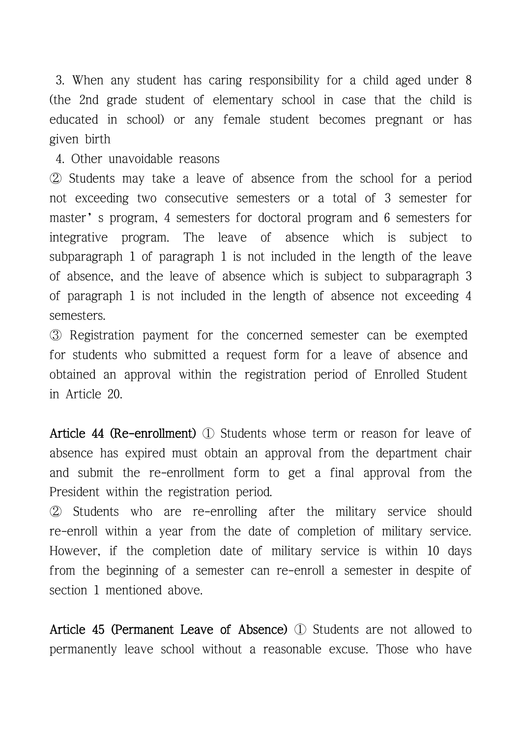3. When any student has caring responsibility for a child aged under 8 (the 2nd grade student of elementary school in case that the child is educated in school) or any female student becomes pregnant or has given birth

4. Other unavoidable reasons

② Students may take a leave of absence from the school for a period not exceeding two consecutive semesters or a total of 3 semester for master’s program, 4 semesters for doctoral program and 6 semesters for integrative program. The leave of absence which is subject to subparagraph 1 of paragraph 1 is not included in the length of the leave of absence, and the leave of absence which is subject to subparagraph 3 of paragraph 1 is not included in the length of absence not exceeding 4 semesters.

③ Registration payment for the concerned semester can be exempted for students who submitted a request form for a leave of absence and obtained an approval within the registration period of Enrolled Student in Article 20.

**Article 44 (Re-enrollment)** ① Students whose term or reason for leave of absence has expired must obtain an approval from the department chair and submit the re-enrollment form to get a final approval from the President within the registration period.

② Students who are re-enrolling after the military service should re-enroll within a year from the date of completion of military service. However, if the completion date of military service is within 10 days from the beginning of a semester can re-enroll a semester in despite of section 1 mentioned above.

**Article 45 (Permanent Leave of Absence)** ① Students are not allowed to permanently leave school without a reasonable excuse. Those who have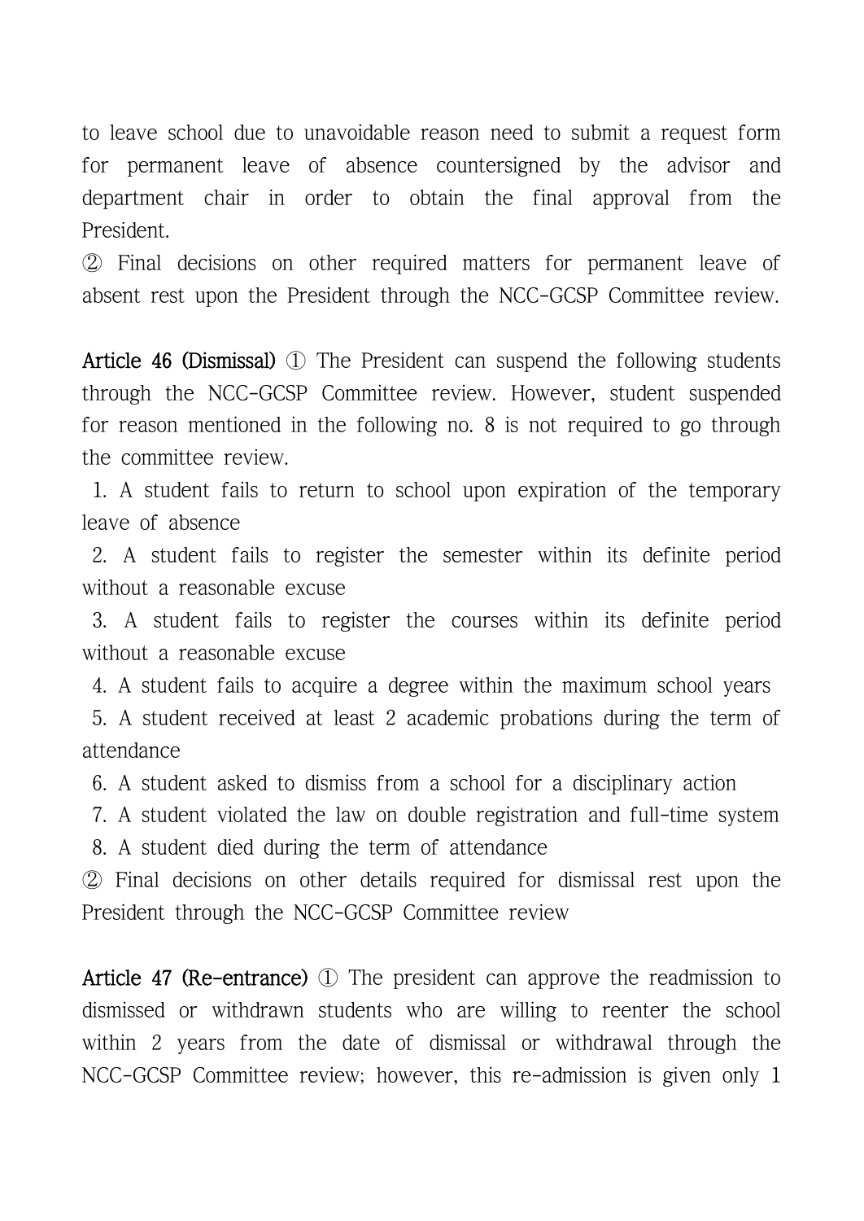to leave school due to unavoidable reason need to submit a request form for permanent leave of absence countersigned by the advisor and department chair in order to obtain the final approval from the President.

② Final decisions on other required matters for permanent leave of absent rest upon the President through the NCC-GCSP Committee review.

**Article 46 (Dismissal)** ① The President can suspend the following students through the NCC-GCSP Committee review. However, student suspended for reason mentioned in the following no. 8 is not required to go through the committee review.

1. A student fails to return to school upon expiration of the temporary leave of absence
2. A student fails to register the semester within its definite period without a reasonable excuse
3. A student fails to register the courses within its definite period without a reasonable excuse
4. A student fails to acquire a degree within the maximum school years
5. A student received at least 2 academic probations during the term of attendance
6. A student asked to dismiss from a school for a disciplinary action
7. A student violated the law on double registration and full-time system
8. A student died during the term of attendance

② Final decisions on other details required for dismissal rest upon the President through the NCC-GCSP Committee review

**Article 47 (Re-entrance)** ① The president can approve the readmission to dismissed or withdrawn students who are willing to reenter the school within 2 years from the date of dismissal or withdrawal through the NCC-GCSP Committee review; however, this re-admission is given only 1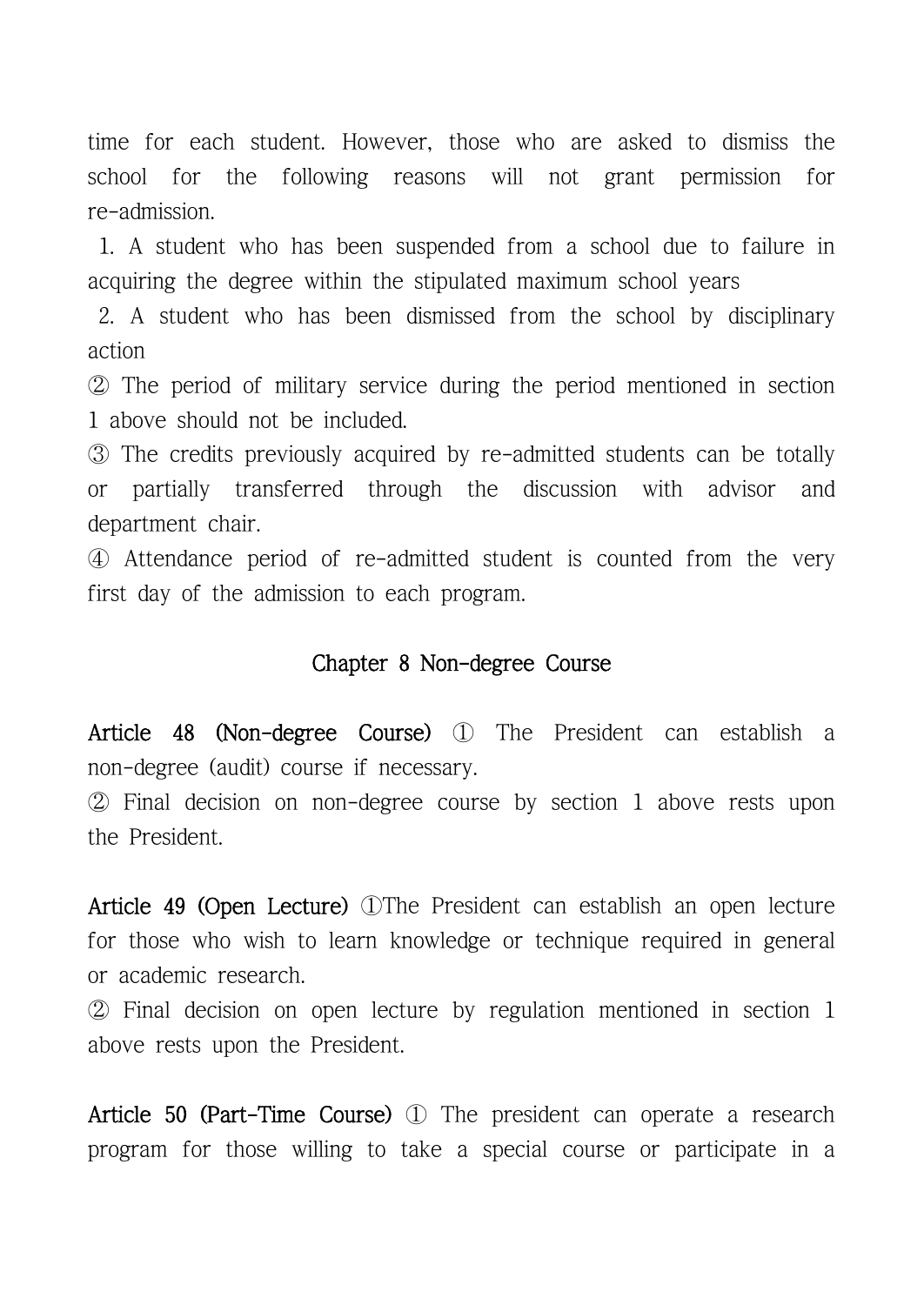time for each student. However, those who are asked to dismiss the school for the following reasons will not grant permission for re-admission.

1. A student who has been suspended from a school due to failure in acquiring the degree within the stipulated maximum school years
2. A student who has been dismissed from the school by disciplinary action

② The period of military service during the period mentioned in section 1 above should not be included.

③ The credits previously acquired by re-admitted students can be totally or partially transferred through the discussion with advisor and department chair.

④ Attendance period of re-admitted student is counted from the very first day of the admission to each program.

## Chapter 8 Non-degree Course

**Article 48 (Non-degree Course)** ① The President can establish a non-degree (audit) course if necessary.

② Final decision on non-degree course by section 1 above rests upon the President.

**Article 49 (Open Lecture)** ①The President can establish an open lecture for those who wish to learn knowledge or technique required in general or academic research.

② Final decision on open lecture by regulation mentioned in section 1 above rests upon the President.

**Article 50 (Part-Time Course)** ① The president can operate a research program for those willing to take a special course or participate in a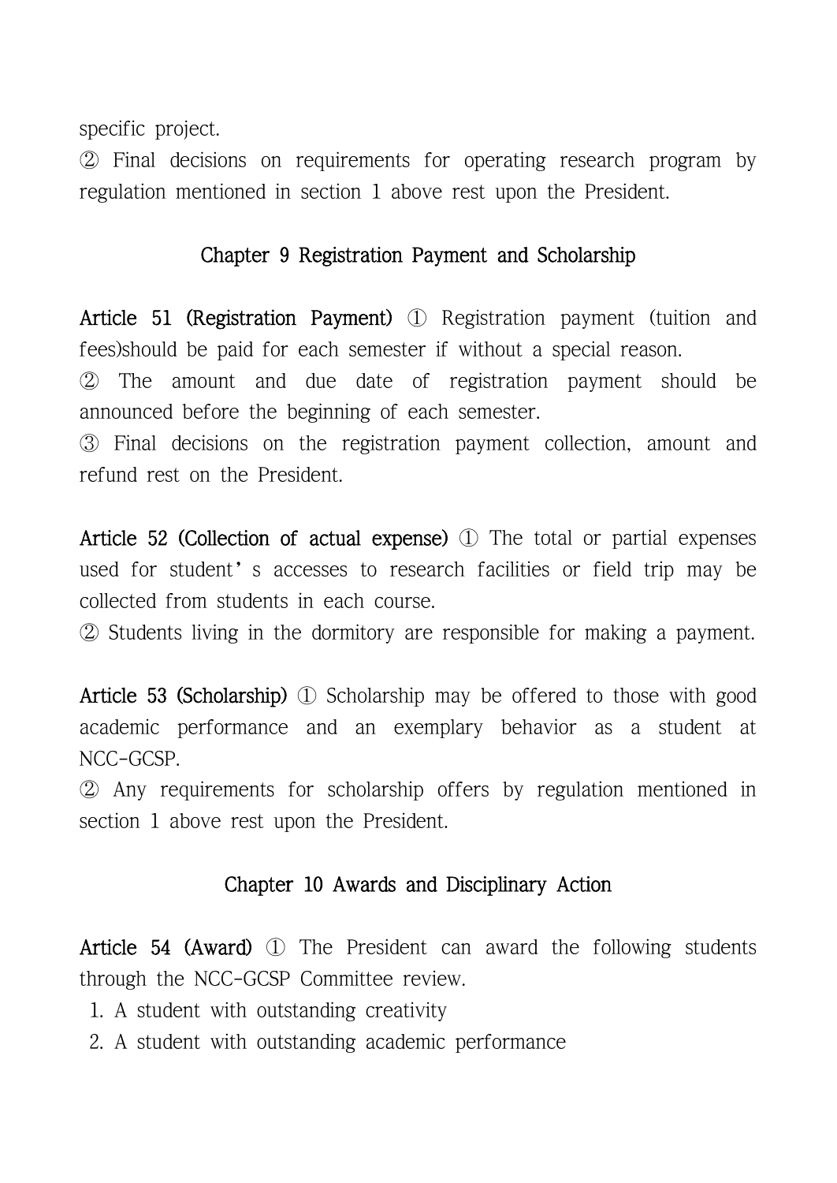specific project.

② Final decisions on requirements for operating research program by regulation mentioned in section 1 above rest upon the President.

## Chapter 9 Registration Payment and Scholarship

**Article 51 (Registration Payment)** ① Registration payment (tuition and fees)should be paid for each semester if without a special reason.

② The amount and due date of registration payment should be announced before the beginning of each semester.

③ Final decisions on the registration payment collection, amount and refund rest on the President.

**Article 52 (Collection of actual expense)** ① The total or partial expenses used for student's accesses to research facilities or field trip may be collected from students in each course.

② Students living in the dormitory are responsible for making a payment.

**Article 53 (Scholarship)** ① Scholarship may be offered to those with good academic performance and an exemplary behavior as a student at NCC-GCSP.

② Any requirements for scholarship offers by regulation mentioned in section 1 above rest upon the President.

## Chapter 10 Awards and Disciplinary Action

**Article 54 (Award)** ① The President can award the following students through the NCC-GCSP Committee review.

1. A student with outstanding creativity
2. A student with outstanding academic performance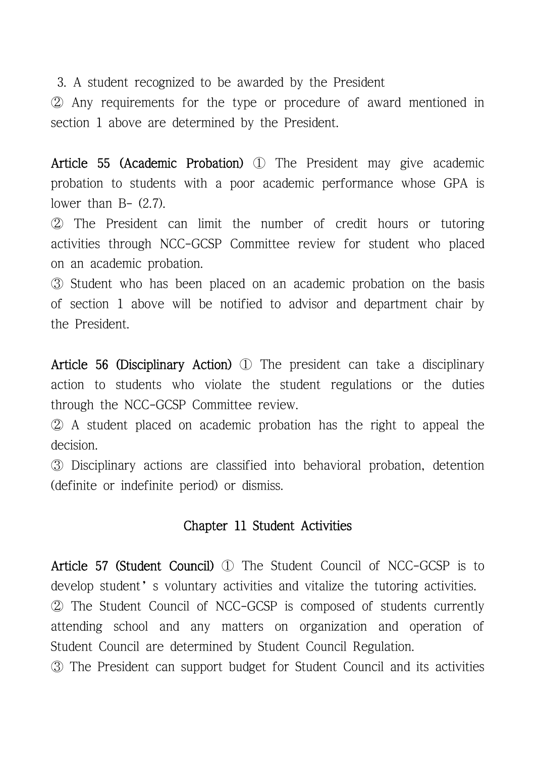3. A student recognized to be awarded by the President

② Any requirements for the type or procedure of award mentioned in section 1 above are determined by the President.

**Article 55 (Academic Probation)** ① The President may give academic probation to students with a poor academic performance whose GPA is lower than B- (2.7).

② The President can limit the number of credit hours or tutoring activities through NCC-GCSP Committee review for student who placed on an academic probation.

③ Student who has been placed on an academic probation on the basis of section 1 above will be notified to advisor and department chair by the President.

**Article 56 (Disciplinary Action)** ① The president can take a disciplinary action to students who violate the student regulations or the duties through the NCC-GCSP Committee review.

② A student placed on academic probation has the right to appeal the decision.

③ Disciplinary actions are classified into behavioral probation, detention (definite or indefinite period) or dismiss.

## Chapter 11 Student Activities

**Article 57 (Student Council)** ① The Student Council of NCC-GCSP is to develop student' s voluntary activities and vitalize the tutoring activities.

② The Student Council of NCC-GCSP is composed of students currently attending school and any matters on organization and operation of Student Council are determined by Student Council Regulation.

③ The President can support budget for Student Council and its activities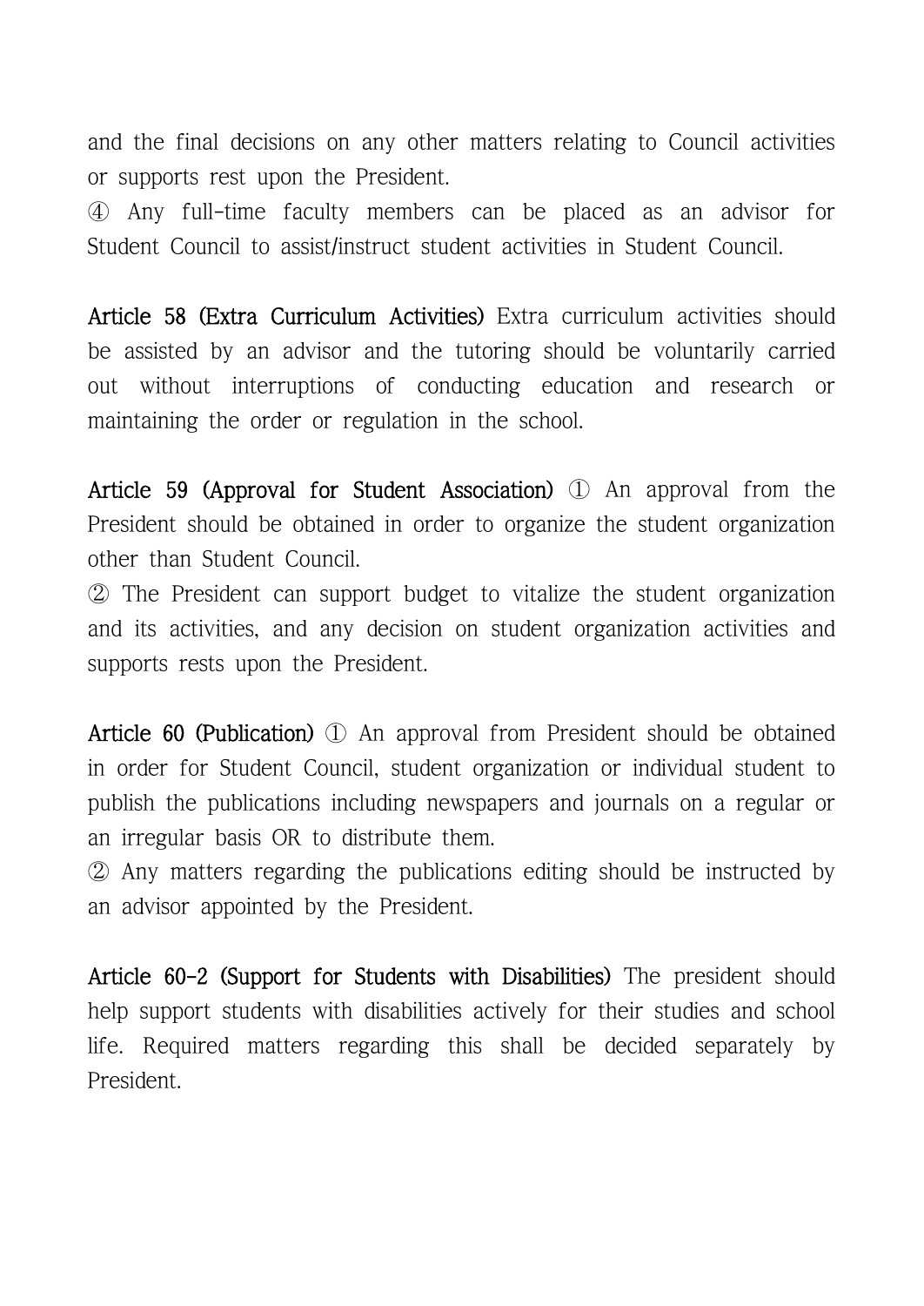and the final decisions on any other matters relating to Council activities or supports rest upon the President.

④ Any full-time faculty members can be placed as an advisor for Student Council to assist/instruct student activities in Student Council.

**Article 58 (Extra Curriculum Activities)** Extra curriculum activities should be assisted by an advisor and the tutoring should be voluntarily carried out without interruptions of conducting education and research or maintaining the order or regulation in the school.

**Article 59 (Approval for Student Association)** ① An approval from the President should be obtained in order to organize the student organization other than Student Council.

② The President can support budget to vitalize the student organization and its activities, and any decision on student organization activities and supports rests upon the President.

**Article 60 (Publication)** ① An approval from President should be obtained in order for Student Council, student organization or individual student to publish the publications including newspapers and journals on a regular or an irregular basis OR to distribute them.

② Any matters regarding the publications editing should be instructed by an advisor appointed by the President.

**Article 60-2 (Support for Students with Disabilities)** The president should help support students with disabilities actively for their studies and school life. Required matters regarding this shall be decided separately by President.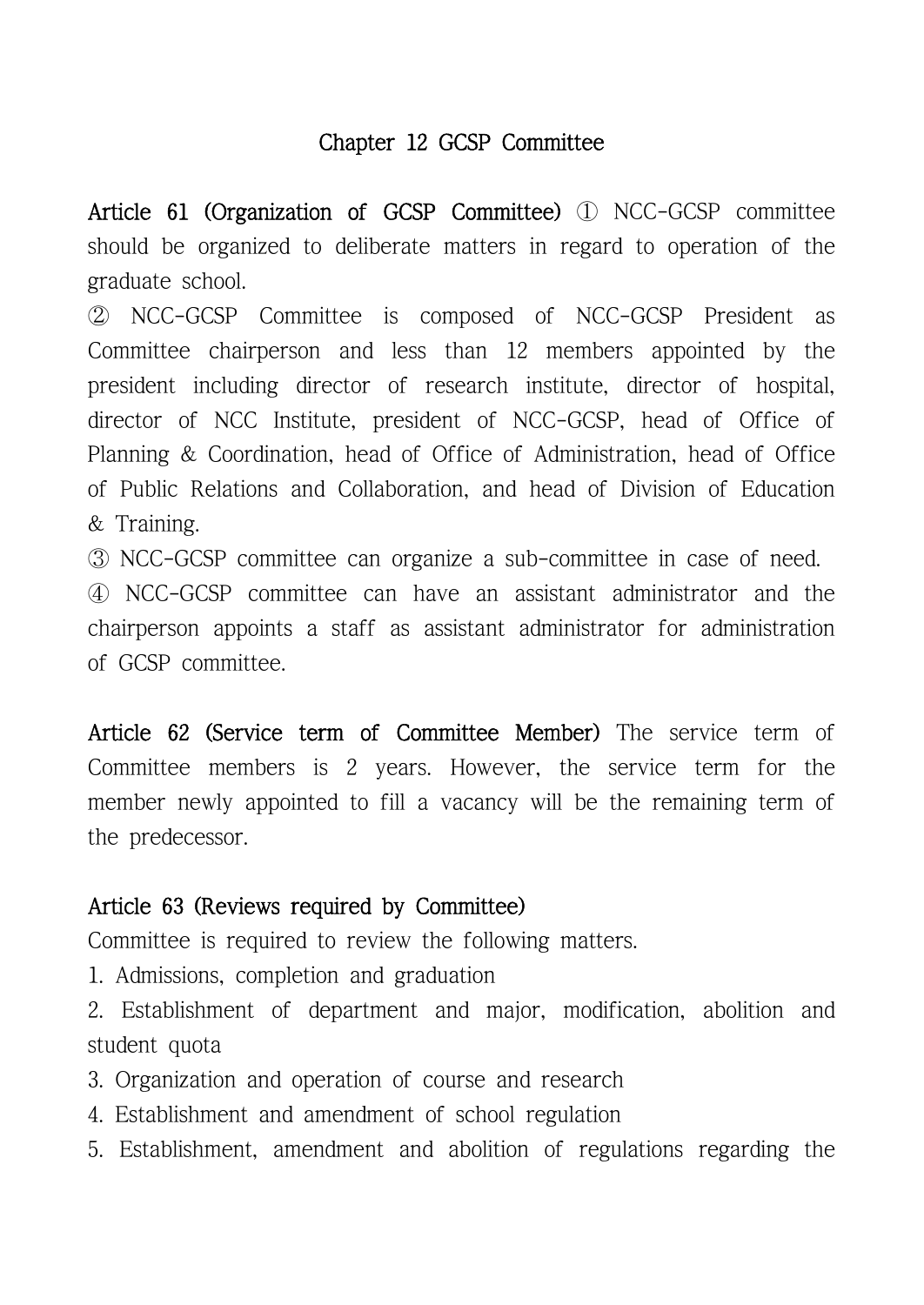## Chapter 12 GCSP Committee

**Article 61 (Organization of GCSP Committee)** ① NCC-GCSP committee should be organized to deliberate matters in regard to operation of the graduate school.

② NCC-GCSP Committee is composed of NCC-GCSP President as Committee chairperson and less than 12 members appointed by the president including director of research institute, director of hospital, director of NCC Institute, president of NCC-GCSP, head of Office of Planning & Coordination, head of Office of Administration, head of Office of Public Relations and Collaboration, and head of Division of Education & Training.

③ NCC-GCSP committee can organize a sub-committee in case of need.

④ NCC-GCSP committee can have an assistant administrator and the chairperson appoints a staff as assistant administrator for administration of GCSP committee.

**Article 62 (Service term of Committee Member)** The service term of Committee members is 2 years. However, the service term for the member newly appointed to fill a vacancy will be the remaining term of the predecessor.

**Article 63 (Reviews required by Committee)**

Committee is required to review the following matters.

1. Admissions, completion and graduation
2. Establishment of department and major, modification, abolition and student quota
3. Organization and operation of course and research
4. Establishment and amendment of school regulation
5. Establishment, amendment and abolition of regulations regarding the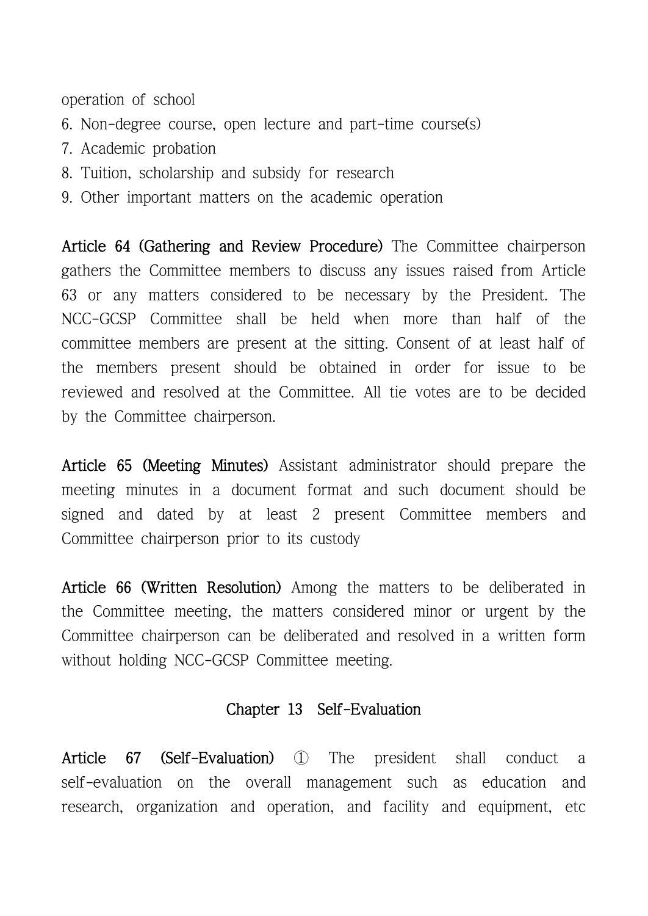operation of school

6. Non-degree course, open lecture and part-time course(s)
7. Academic probation
8. Tuition, scholarship and subsidy for research
9. Other important matters on the academic operation

**Article 64 (Gathering and Review Procedure)** The Committee chairperson gathers the Committee members to discuss any issues raised from Article 63 or any matters considered to be necessary by the President. The NCC-GCSP Committee shall be held when more than half of the committee members are present at the sitting. Consent of at least half of the members present should be obtained in order for issue to be reviewed and resolved at the Committee. All tie votes are to be decided by the Committee chairperson.

**Article 65 (Meeting Minutes)** Assistant administrator should prepare the meeting minutes in a document format and such document should be signed and dated by at least 2 present Committee members and Committee chairperson prior to its custody

**Article 66 (Written Resolution)** Among the matters to be deliberated in the Committee meeting, the matters considered minor or urgent by the Committee chairperson can be deliberated and resolved in a written form without holding NCC-GCSP Committee meeting.

## Chapter 13 Self-Evaluation

**Article 67 (Self-Evaluation)** ① The president shall conduct a self-evaluation on the overall management such as education and research, organization and operation, and facility and equipment, etc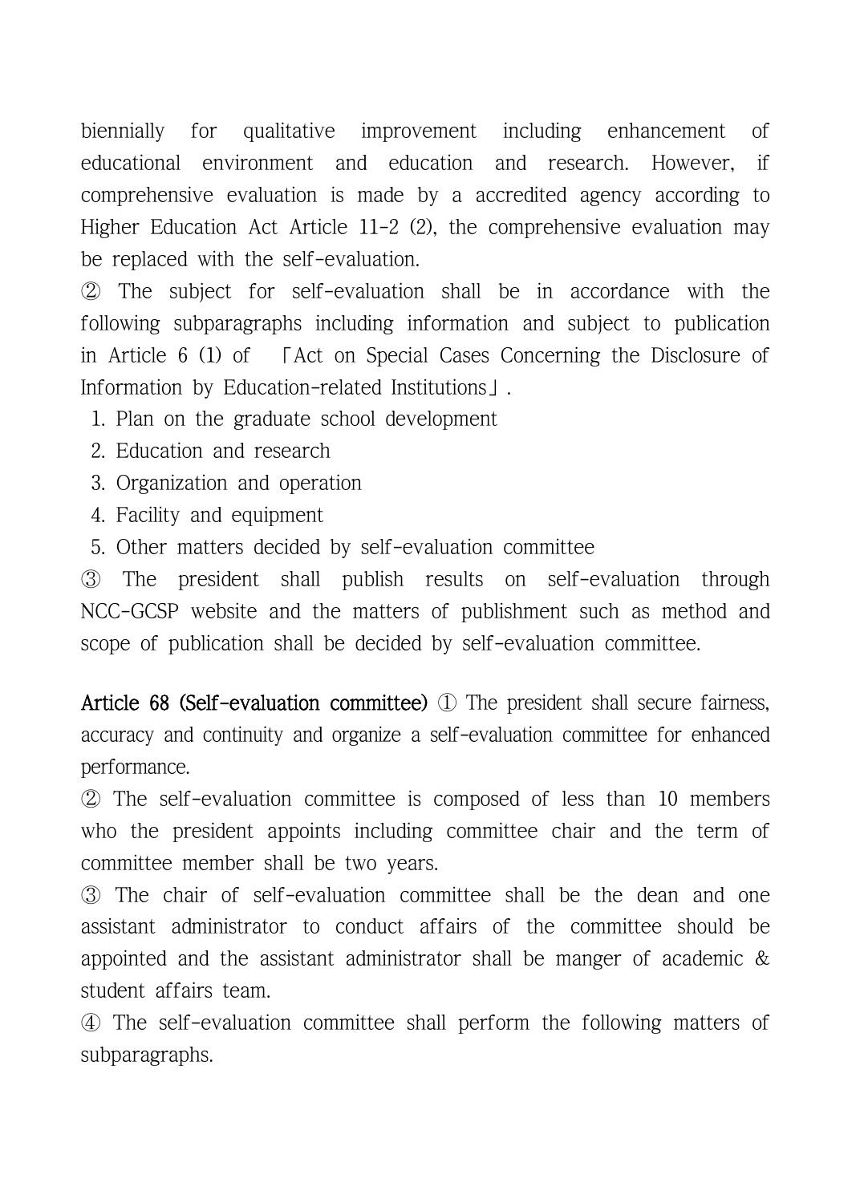biennially for qualitative improvement including enhancement of educational environment and education and research. However, if comprehensive evaluation is made by a accredited agency according to Higher Education Act Article 11-2 (2), the comprehensive evaluation may be replaced with the self-evaluation.

② The subject for self-evaluation shall be in accordance with the following subparagraphs including information and subject to publication in Article 6 (1) of 「Act on Special Cases Concerning the Disclosure of Information by Education-related Institutions」.

1. Plan on the graduate school development
2. Education and research
3. Organization and operation
4. Facility and equipment
5. Other matters decided by self-evaluation committee

③ The president shall publish results on self-evaluation through NCC-GCSP website and the matters of publishment such as method and scope of publication shall be decided by self-evaluation committee.

**Article 68 (Self-evaluation committee)** ① The president shall secure fairness, accuracy and continuity and organize a self-evaluation committee for enhanced performance.

② The self-evaluation committee is composed of less than 10 members who the president appoints including committee chair and the term of committee member shall be two years.

③ The chair of self-evaluation committee shall be the dean and one assistant administrator to conduct affairs of the committee should be appointed and the assistant administrator shall be manger of academic & student affairs team.

④ The self-evaluation committee shall perform the following matters of subparagraphs.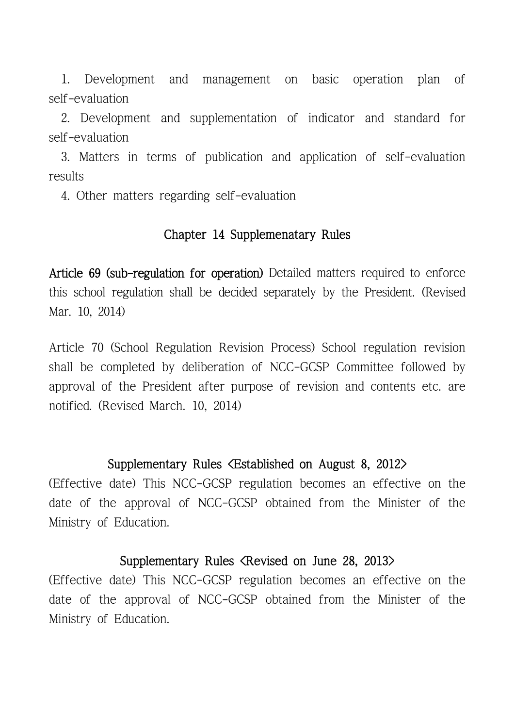1. Development and management on basic operation plan of self-evaluation
2. Development and supplementation of indicator and standard for self-evaluation
3. Matters in terms of publication and application of self-evaluation results
4. Other matters regarding self-evaluation

## Chapter 14 Supplemenatary Rules

**Article 69 (sub-regulation for operation)** Detailed matters required to enforce this school regulation shall be decided separately by the President. (Revised Mar. 10, 2014)

Article 70 (School Regulation Revision Process) School regulation revision shall be completed by deliberation of NCC-GCSP Committee followed by approval of the President after purpose of revision and contents etc. are notified. (Revised March. 10, 2014)

### Supplementary Rules <Established on August 8, 2012>

(Effective date) This NCC-GCSP regulation becomes an effective on the date of the approval of NCC-GCSP obtained from the Minister of the Ministry of Education.

### Supplementary Rules <Revised on June 28, 2013>

(Effective date) This NCC-GCSP regulation becomes an effective on the date of the approval of NCC-GCSP obtained from the Minister of the Ministry of Education.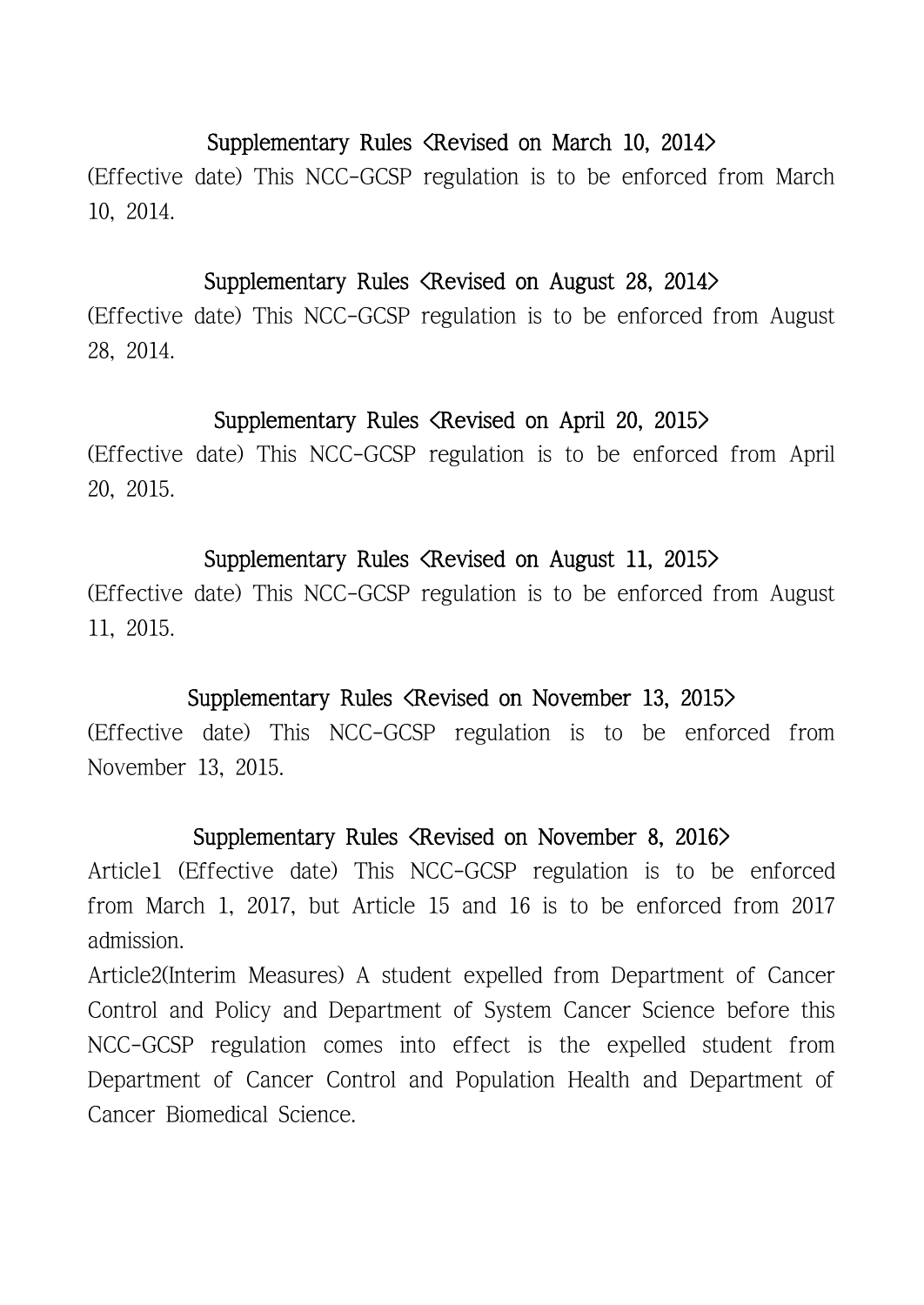### Supplementary Rules <Revised on March 10, 2014>

(Effective date) This NCC-GCSP regulation is to be enforced from March 10, 2014.

### Supplementary Rules <Revised on August 28, 2014>

(Effective date) This NCC-GCSP regulation is to be enforced from August 28, 2014.

### Supplementary Rules <Revised on April 20, 2015>

(Effective date) This NCC-GCSP regulation is to be enforced from April 20, 2015.

### Supplementary Rules <Revised on August 11, 2015>

(Effective date) This NCC-GCSP regulation is to be enforced from August 11, 2015.

### Supplementary Rules <Revised on November 13, 2015>

(Effective date) This NCC-GCSP regulation is to be enforced from November 13, 2015.

### Supplementary Rules <Revised on November 8, 2016>

Article1 (Effective date) This NCC-GCSP regulation is to be enforced from March 1, 2017, but Article 15 and 16 is to be enforced from 2017 admission.

Article2(Interim Measures) A student expelled from Department of Cancer Control and Policy and Department of System Cancer Science before this NCC-GCSP regulation comes into effect is the expelled student from Department of Cancer Control and Population Health and Department of Cancer Biomedical Science.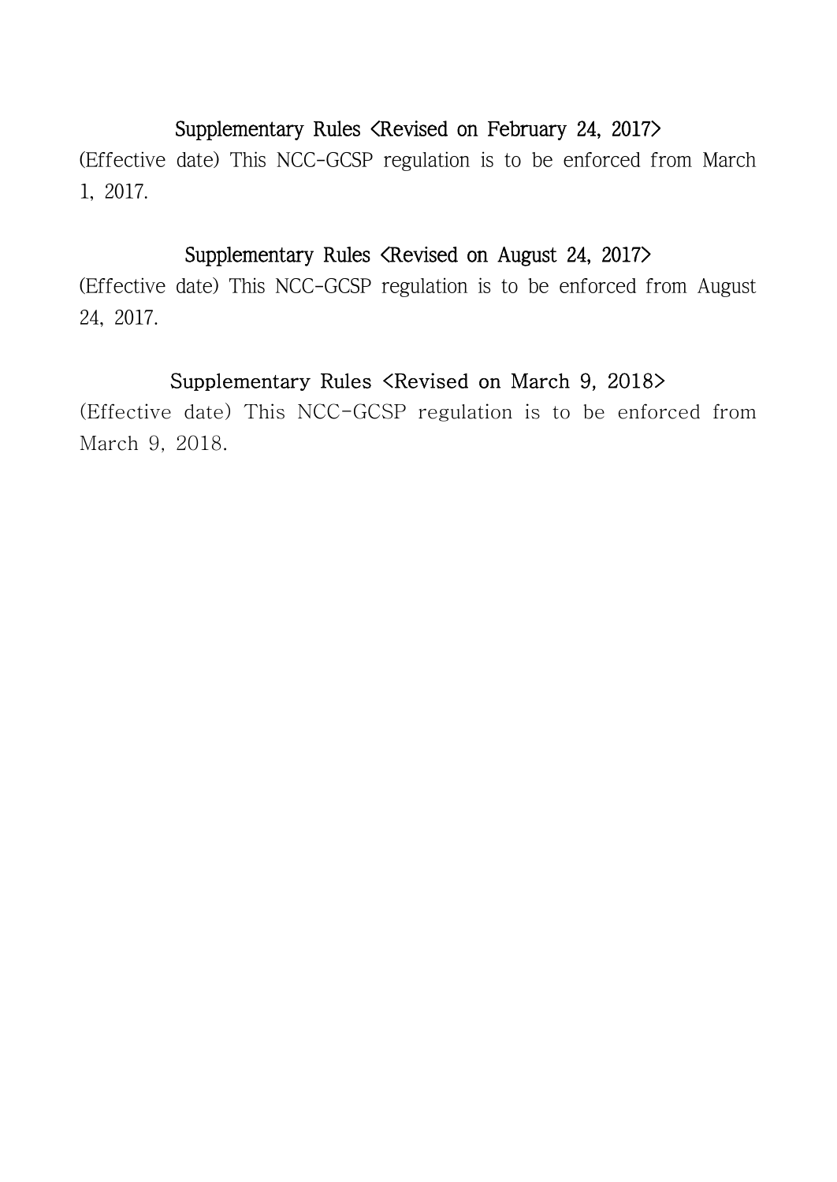### Supplementary Rules <Revised on February 24, 2017>

(Effective date) This NCC-GCSP regulation is to be enforced from March 1, 2017.

### Supplementary Rules <Revised on August 24, 2017>

(Effective date) This NCC-GCSP regulation is to be enforced from August 24, 2017.

### Supplementary Rules <Revised on March 9, 2018>

(Effective date) This NCC-GCSP regulation is to be enforced from March 9, 2018.